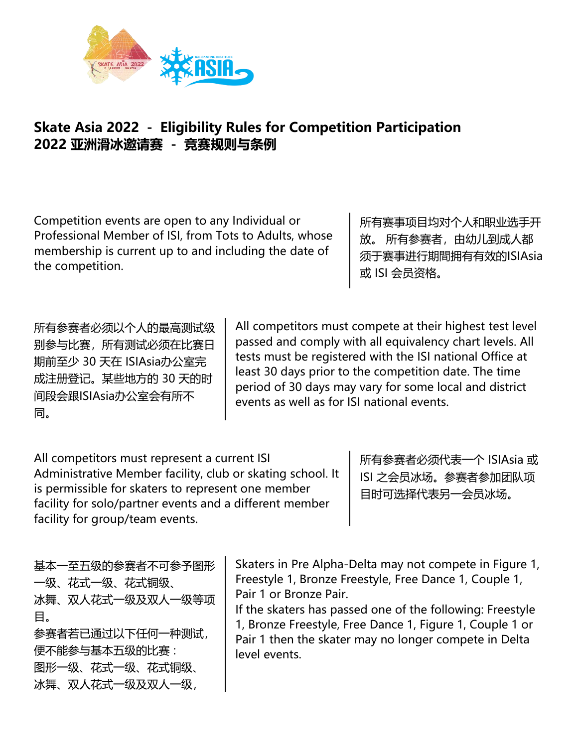# Skate Asia 2022 - Eligibility Rules for Competition Participation
# 2022 亚洲滑冰邀请赛 - 竞赛规则与条例

Competition events are open to any Individual or Professional Member of ISI, from Tots to Adults, whose membership is current up to and including the date of the competition.

所有赛事项目均对个人和职业选手开放。 所有参赛者，由幼儿到成人都须于赛事进行期間拥有有效的ISIAsia 或 ISI 会员资格。

所有参赛者必须以个人的最高测试级别参与比赛，所有测试必须在比赛日期前至少 30 天在 ISIAsia办公室完成注册登记。某些地方的 30 天的时间段会跟ISIAsia办公室会有所不同。

All competitors must compete at their highest test level passed and comply with all equivalency chart levels. All tests must be registered with the ISI national Office at least 30 days prior to the competition date. The time period of 30 days may vary for some local and district events as well as for ISI national events.

All competitors must represent a current ISI Administrative Member facility, club or skating school. It is permissible for skaters to represent one member facility for solo/partner events and a different member facility for group/team events.

所有参赛者必须代表一个 ISIAsia 或 ISI 之会员冰场。参赛者参加团队项目时可选择代表另一会员冰场。

基本一至五级的参赛者不可参予图形一级、花式一级、花式铜级、冰舞、双人花式一级及双人一级等项目。
参赛者若已通过以下任何一种测试，便不能参与基本五级的比赛：
图形一级、花式一级、花式铜级、冰舞、双人花式一级及双人一级，

Skaters in Pre Alpha-Delta may not compete in Figure 1, Freestyle 1, Bronze Freestyle, Free Dance 1, Couple 1, Pair 1 or Bronze Pair.
If the skaters has passed one of the following: Freestyle 1, Bronze Freestyle, Free Dance 1, Figure 1, Couple 1 or Pair 1 then the skater may no longer compete in Delta level events.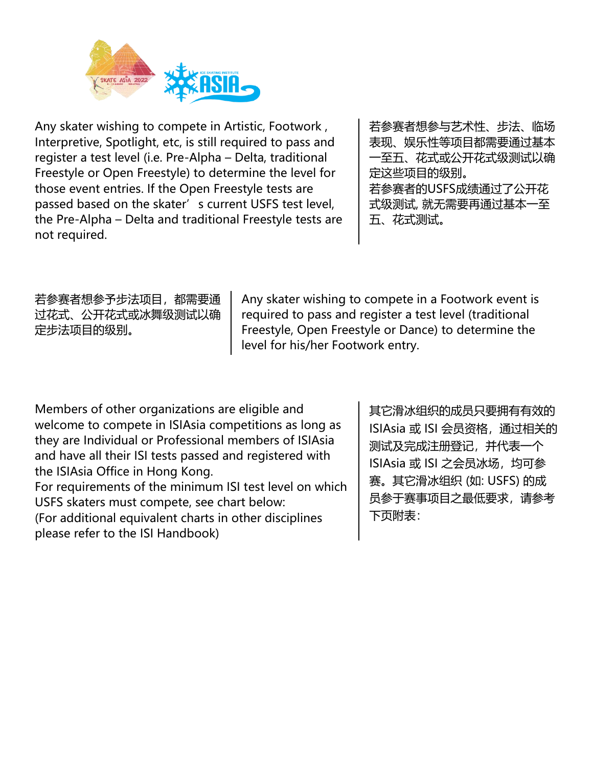Any skater wishing to compete in Artistic, Footwork , Interpretive, Spotlight, etc, is still required to pass and register a test level (i.e. Pre-Alpha – Delta, traditional Freestyle or Open Freestyle) to determine the level for those event entries. If the Open Freestyle tests are passed based on the skater' s current USFS test level, the Pre-Alpha – Delta and traditional Freestyle tests are not required.

若参赛者想参与艺术性、步法、临场表现、娱乐性等项目都需要通过基本一至五、花式或公开花式级测试以确定这些项目的级别。
若参赛者的USFS成绩通过了公开花式级测试, 就无需要再通过基本一至五、花式测试。

若参赛者想参予步法项目，都需要通过花式、公开花式或冰舞级测试以确定步法项目的级别。

Any skater wishing to compete in a Footwork event is required to pass and register a test level (traditional Freestyle, Open Freestyle or Dance) to determine the level for his/her Footwork entry.

Members of other organizations are eligible and welcome to compete in ISIAsia competitions as long as they are Individual or Professional members of ISIAsia and have all their ISI tests passed and registered with the ISIAsia Office in Hong Kong.
For requirements of the minimum ISI test level on which USFS skaters must compete, see chart below:
(For additional equivalent charts in other disciplines please refer to the ISI Handbook)

其它滑冰组织的成员只要拥有有效的ISIAsia 或 ISI 会员资格，通过相关的测试及完成注册登记，并代表一个ISIAsia 或 ISI 之会员冰场，均可参赛。其它滑冰组织 (如: USFS) 的成员参于赛事项目之最低要求，请参考下页附表：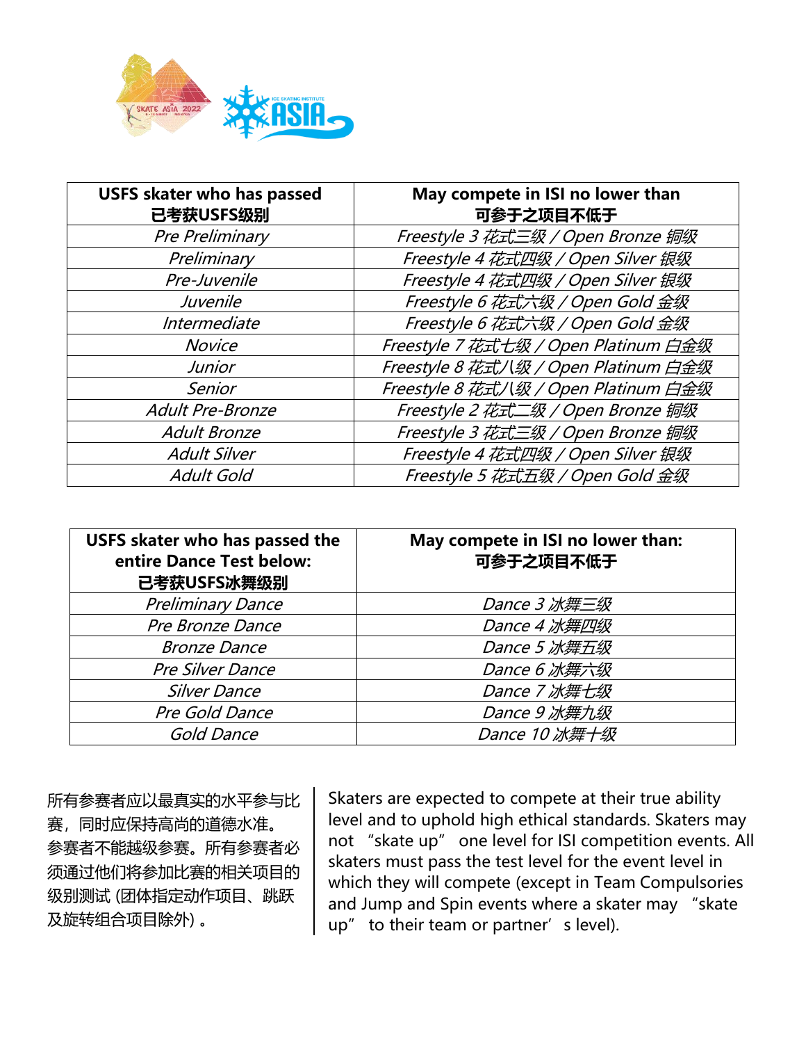| USFS skater who has passed 已考获USFS级别 | May compete in ISI no lower than 可参于之项目不低于 |
|---|---|
| *Pre Preliminary* | *Freestyle 3 花式三级 / Open Bronze 铜级* |
| *Preliminary* | *Freestyle 4 花式四级 / Open Silver 银级* |
| *Pre-Juvenile* | *Freestyle 4 花式四级 / Open Silver 银级* |
| *Juvenile* | *Freestyle 6 花式六级 / Open Gold 金级* |
| *Intermediate* | *Freestyle 6 花式六级 / Open Gold 金级* |
| *Novice* | *Freestyle 7 花式七级 / Open Platinum 白金级* |
| *Junior* | *Freestyle 8 花式八级 / Open Platinum 白金级* |
| *Senior* | *Freestyle 8 花式八级 / Open Platinum 白金级* |
| *Adult Pre-Bronze* | *Freestyle 2 花式二级 / Open Bronze 铜级* |
| *Adult Bronze* | *Freestyle 3 花式三级 / Open Bronze 铜级* |
| *Adult Silver* | *Freestyle 4 花式四级 / Open Silver 银级* |
| *Adult Gold* | *Freestyle 5 花式五级 / Open Gold 金级* |

| USFS skater who has passed the entire Dance Test below: 已考获USFS冰舞级别 | May compete in ISI no lower than: 可参于之项目不低于 |
|---|---|
| *Preliminary Dance* | *Dance 3 冰舞三级* |
| *Pre Bronze Dance* | *Dance 4 冰舞四级* |
| *Bronze Dance* | *Dance 5 冰舞五级* |
| *Pre Silver Dance* | *Dance 6 冰舞六级* |
| *Silver Dance* | *Dance 7 冰舞七级* |
| *Pre Gold Dance* | *Dance 9 冰舞九级* |
| *Gold Dance* | *Dance 10 冰舞十级* |

所有参赛者应以最真实的水平参与比赛，同时应保持高尚的道德水准。参赛者不能越级参赛。所有参赛者必须通过他们将参加比赛的相关项目的级别测试 (团体指定动作项目、跳跃及旋转组合项目除外)。

Skaters are expected to compete at their true ability level and to uphold high ethical standards. Skaters may not "skate up" one level for ISI competition events. All skaters must pass the test level for the event level in which they will compete (except in Team Compulsories and Jump and Spin events where a skater may "skate up" to their team or partner's level).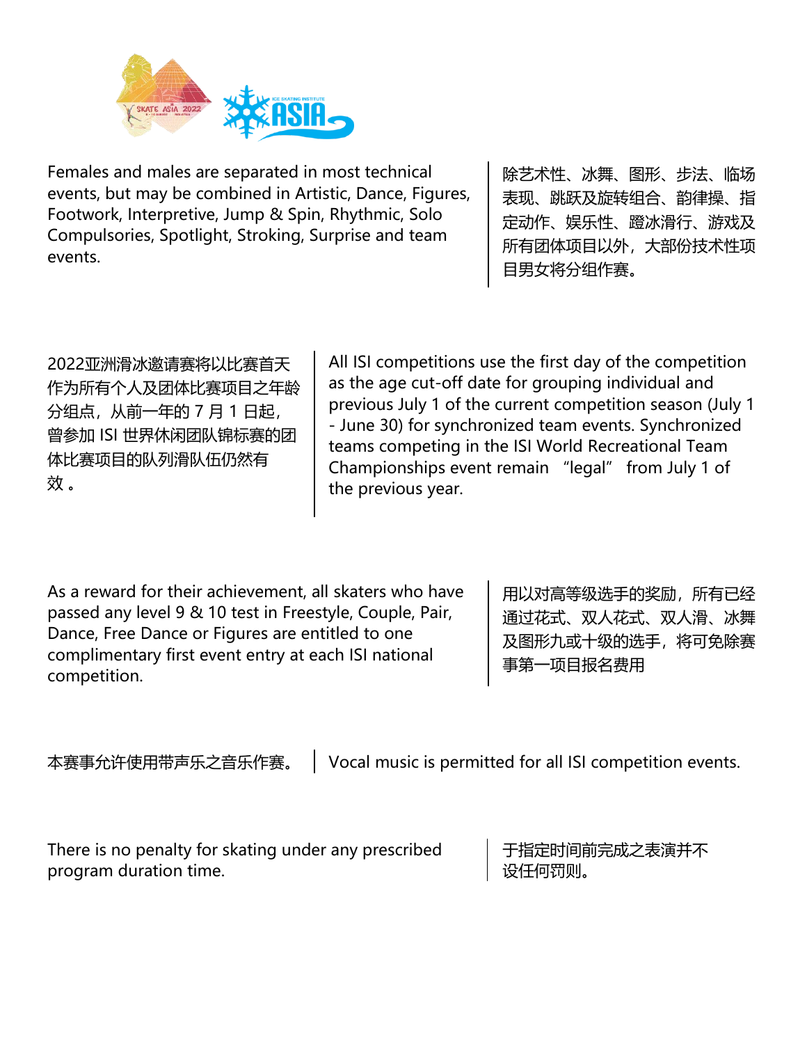Females and males are separated in most technical events, but may be combined in Artistic, Dance, Figures, Footwork, Interpretive, Jump & Spin, Rhythmic, Solo Compulsories, Spotlight, Stroking, Surprise and team events.

除艺术性、冰舞、图形、步法、临场表现、跳跃及旋转组合、韵律操、指定动作、娱乐性、蹬冰滑行、游戏及所有团体项目以外，大部份技术性项目男女将分组作赛。

2022亚洲滑冰邀请赛将以比赛首天作为所有个人及团体比赛项目之年龄分组点，从前一年的 7 月 1 日起，曾参加 ISI 世界休闲团队锦标赛的团体比赛项目的队列滑队伍仍然有效 。

All ISI competitions use the first day of the competition as the age cut-off date for grouping individual and previous July 1 of the current competition season (July 1 - June 30) for synchronized team events. Synchronized teams competing in the ISI World Recreational Team Championships event remain "legal" from July 1 of the previous year.

As a reward for their achievement, all skaters who have passed any level 9 & 10 test in Freestyle, Couple, Pair, Dance, Free Dance or Figures are entitled to one complimentary first event entry at each ISI national competition.

用以对高等级选手的奖励，所有已经通过花式、双人花式、双人滑、冰舞及图形九或十级的选手，将可免除赛事第一项目报名费用

本赛事允许使用带声乐之音乐作赛。

Vocal music is permitted for all ISI competition events.

There is no penalty for skating under any prescribed program duration time.

于指定时间前完成之表演并不设任何罚则。